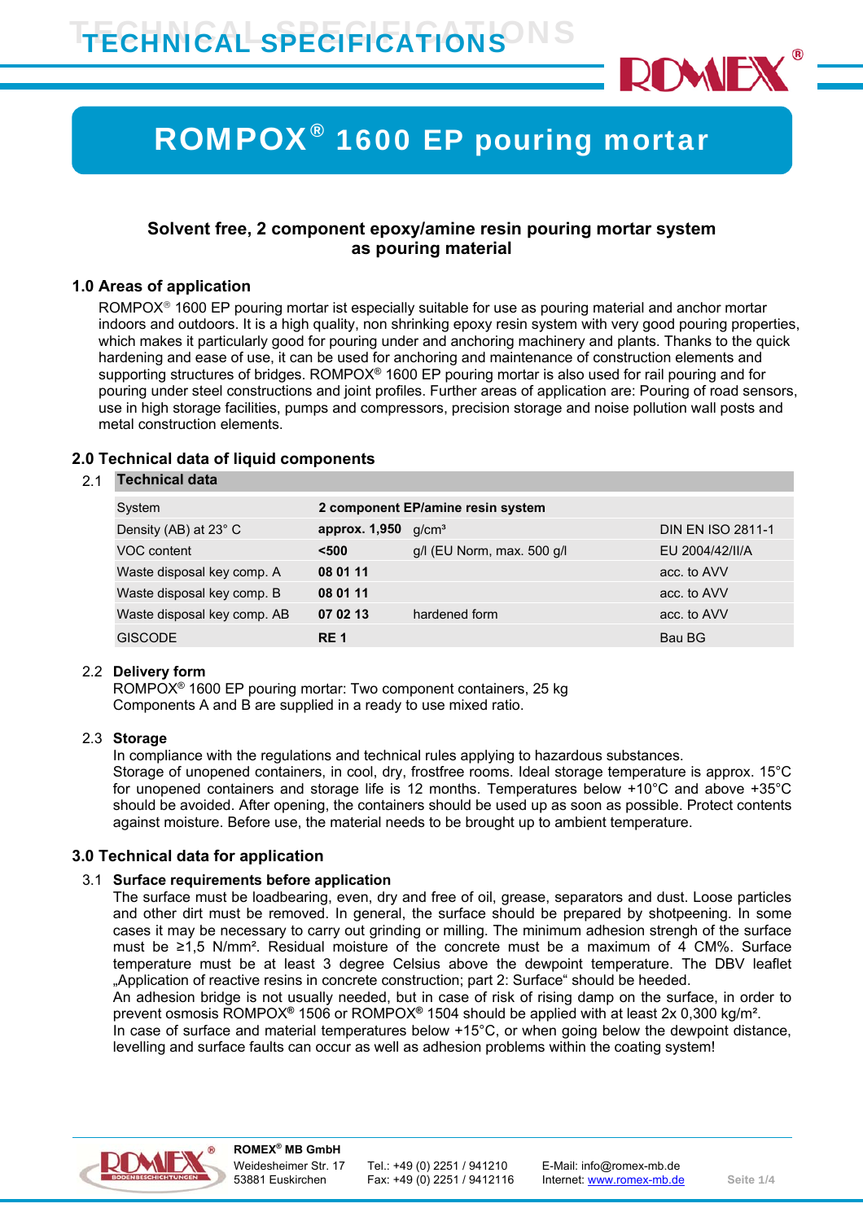# TECHNICAL SPECIFICATIONS

# ROMPOX® 1600 EP pouring mortar

**Solvent free, 2 component epoxy/amine resin pouring mortar system as pouring material**

## 1.0 Areas of application

ROMPOX® 1600 EP pouring mortar ist especially suitable for use as pouring material and anchor mortar indoors and outdoors. It is a high quality, non shrinking epoxy resin system with very good pouring properties, which makes it particularly good for pouring under and anchoring machinery and plants. Thanks to the quick hardening and ease of use, it can be used for anchoring and maintenance of construction elements and supporting structures of bridges. ROMPOX® 1600 EP pouring mortar is also used for rail pouring and for pouring under steel constructions and joint profiles. Further areas of application are: Pouring of road sensors, use in high storage facilities, pumps and compressors, precision storage and noise pollution wall posts and metal construction elements.

## 2.0 Technical data of liquid components

### 2.1 Technical data

| System | **2 component EP/amine resin system** | | |
|---|---|---|---|
| Density (AB) at 23° C | **approx. 1,950** | g/cm³ | DIN EN ISO 2811-1 |
| VOC content | **<500** | g/l (EU Norm, max. 500 g/l | EU 2004/42/II/A |
| Waste disposal key comp. A | **08 01 11** | | acc. to AVV |
| Waste disposal key comp. B | **08 01 11** | | acc. to AVV |
| Waste disposal key comp. AB | **07 02 13** | hardened form | acc. to AVV |
| GISCODE | **RE 1** | | Bau BG |

### 2.2 Delivery form

ROMPOX® 1600 EP pouring mortar: Two component containers, 25 kg
Components A and B are supplied in a ready to use mixed ratio.

### 2.3 Storage

In compliance with the regulations and technical rules applying to hazardous substances.
Storage of unopened containers, in cool, dry, frostfree rooms. Ideal storage temperature is approx. 15°C for unopened containers and storage life is 12 months. Temperatures below +10°C and above +35°C should be avoided. After opening, the containers should be used up as soon as possible. Protect contents against moisture. Before use, the material needs to be brought up to ambient temperature.

## 3.0 Technical data for application

### 3.1 Surface requirements before application

The surface must be loadbearing, even, dry and free of oil, grease, separators and dust. Loose particles and other dirt must be removed. In general, the surface should be prepared by shotpeening. In some cases it may be necessary to carry out grinding or milling. The minimum adhesion strengh of the surface must be ≥1,5 N/mm². Residual moisture of the concrete must be a maximum of 4 CM%. Surface temperature must be at least 3 degree Celsius above the dewpoint temperature. The DBV leaflet „Application of reactive resins in concrete construction; part 2: Surface“ should be heeded.
An adhesion bridge is not usually needed, but in case of risk of rising damp on the surface, in order to prevent osmosis ROMPOX® 1506 or ROMPOX® 1504 should be applied with at least 2x 0,300 kg/m².
In case of surface and material temperatures below +15°C, or when going below the dewpoint distance, levelling and surface faults can occur as well as adhesion problems within the coating system!

**ROMEX® MB GmbH**
Weidesheimer Str. 17
53881 Euskirchen
Tel.: +49 (0) 2251 / 941210
Fax: +49 (0) 2251 / 9412116
E-Mail: info@romex-mb.de
Internet: www.romex-mb.de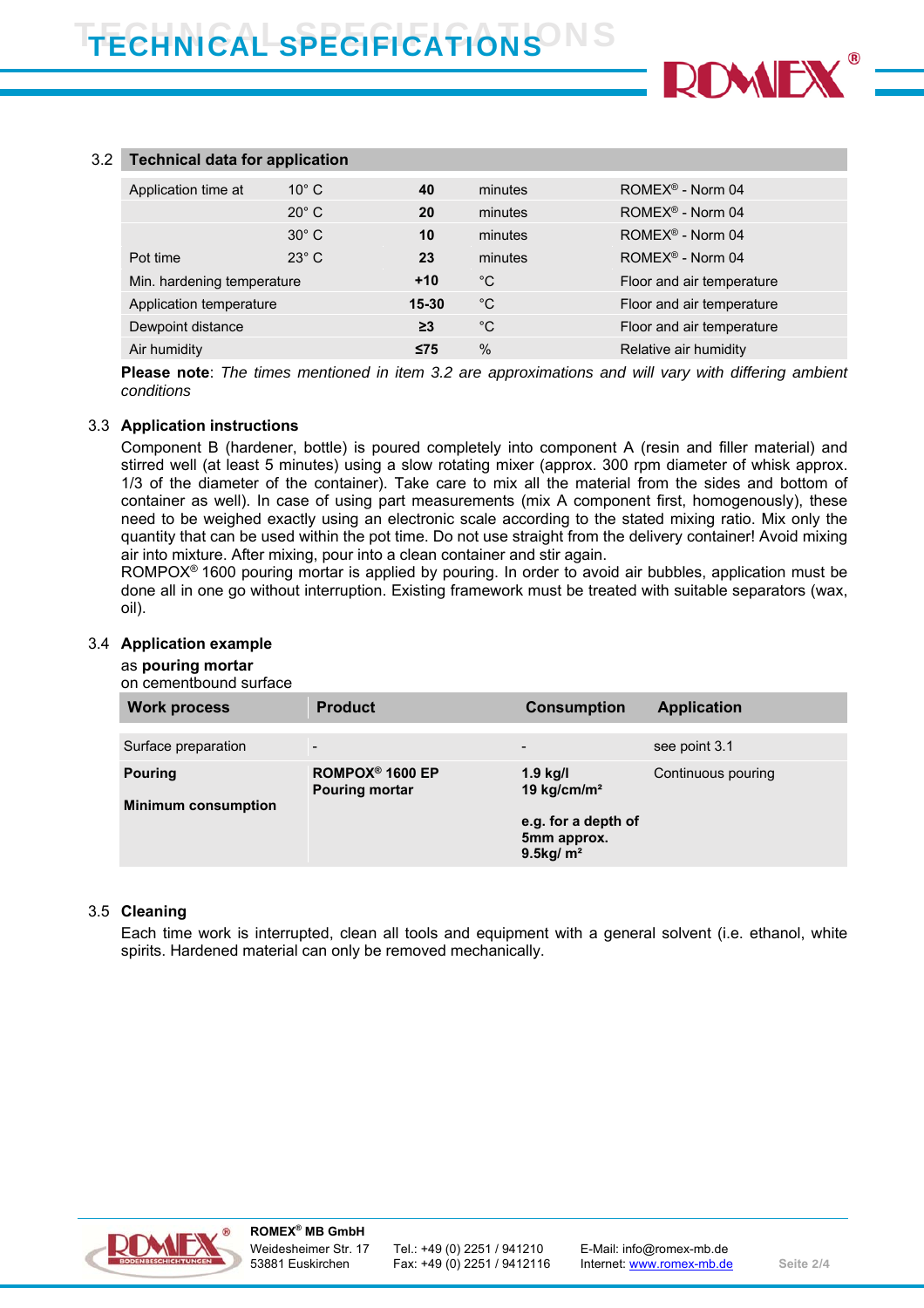### 3.2 Technical data for application

| | | | | |
|---|---|---|---|---|
| Application time at | 10° C | **40** | minutes | ROMEX® - Norm 04 |
| | 20° C | **20** | minutes | ROMEX® - Norm 04 |
| | 30° C | **10** | minutes | ROMEX® - Norm 04 |
| Pot time | 23° C | **23** | minutes | ROMEX® - Norm 04 |
| Min. hardening temperature | | **+10** | °C | Floor and air temperature |
| Application temperature | | **15-30** | °C | Floor and air temperature |
| Dewpoint distance | | **≥3** | °C | Floor and air temperature |
| Air humidity | | **≤75** | % | Relative air humidity |

**Please note**: *The times mentioned in item 3.2 are approximations and will vary with differing ambient conditions*

### 3.3 Application instructions

Component B (hardener, bottle) is poured completely into component A (resin and filler material) and stirred well (at least 5 minutes) using a slow rotating mixer (approx. 300 rpm diameter of whisk approx. 1/3 of the diameter of the container). Take care to mix all the material from the sides and bottom of container as well). In case of using part measurements (mix A component first, homogenously), these need to be weighed exactly using an electronic scale according to the stated mixing ratio. Mix only the quantity that can be used within the pot time. Do not use straight from the delivery container! Avoid mixing air into mixture. After mixing, pour into a clean container and stir again.
ROMPOX® 1600 pouring mortar is applied by pouring. In order to avoid air bubbles, application must be done all in one go without interruption. Existing framework must be treated with suitable separators (wax, oil).

### 3.4 Application example

as **pouring mortar**
on cementbound surface

| Work process | Product | Consumption | Application |
|---|---|---|---|
| Surface preparation | - | - | see point 3.1 |
| **Pouring**<br><br>**Minimum consumption** | **ROMPOX® 1600 EP Pouring mortar** | **1.9 kg/l**<br>**19 kg/cm/m²**<br><br>**e.g. for a depth of 5mm approx. 9.5kg/ m²** | Continuous pouring |

### 3.5 Cleaning

Each time work is interrupted, clean all tools and equipment with a general solvent (i.e. ethanol, white spirits. Hardened material can only be removed mechanically.

**ROMEX® MB GmbH**
Weidesheimer Str. 17
53881 Euskirchen

Tel.: +49 (0) 2251 / 941210
Fax: +49 (0) 2251 / 9412116

E-Mail: info@romex-mb.de
Internet: www.romex-mb.de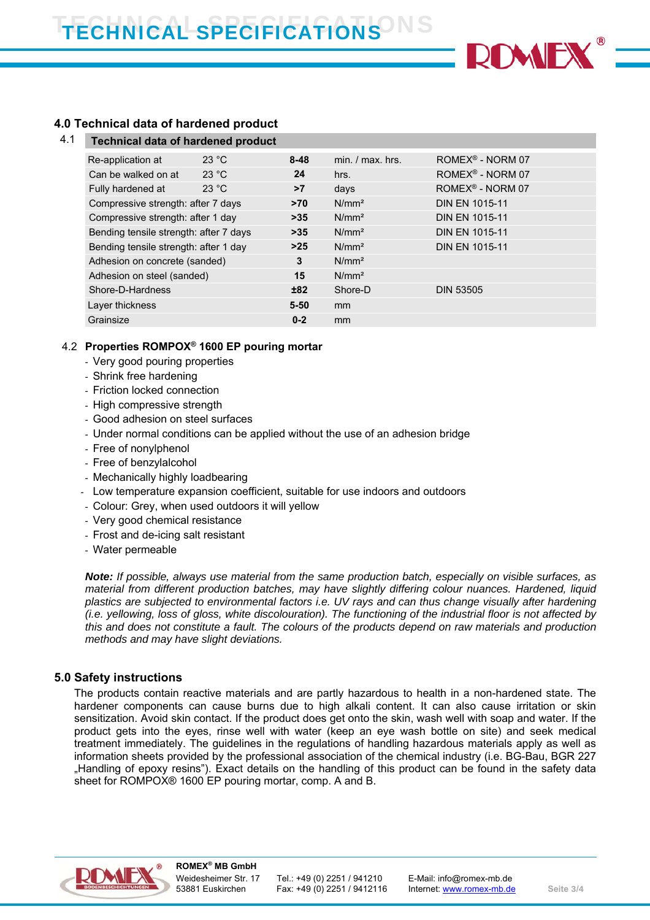## 4.0 Technical data of hardened product

4.1

| Technical data of hardened product | | | | |
|---|---|---|---|---|
| Re-application at | 23 °C | **8-48** | min. / max. hrs. | ROMEX® - NORM 07 |
| Can be walked on at | 23 °C | **24** | hrs. | ROMEX® - NORM 07 |
| Fully hardened at | 23 °C | **>7** | days | ROMEX® - NORM 07 |
| Compressive strength: after 7 days | | **>70** | N/mm² | DIN EN 1015-11 |
| Compressive strength: after 1 day | | **>35** | N/mm² | DIN EN 1015-11 |
| Bending tensile strength: after 7 days | | **>35** | N/mm² | DIN EN 1015-11 |
| Bending tensile strength: after 1 day | | **>25** | N/mm² | DIN EN 1015-11 |
| Adhesion on concrete (sanded) | | **3** | N/mm² | |
| Adhesion on steel (sanded) | | **15** | N/mm² | |
| Shore-D-Hardness | | **±82** | Shore-D | DIN 53505 |
| Layer thickness | | **5-50** | mm | |
| Grainsize | | **0-2** | mm | |

4.2 **Properties ROMPOX® 1600 EP pouring mortar**

- Very good pouring properties
- Shrink free hardening
- Friction locked connection
- High compressive strength
- Good adhesion on steel surfaces
- Under normal conditions can be applied without the use of an adhesion bridge
- Free of nonylphenol
- Free of benzylalcohol
- Mechanically highly loadbearing
- Low temperature expansion coefficient, suitable for use indoors and outdoors
- Colour: Grey, when used outdoors it will yellow
- Very good chemical resistance
- Frost and de-icing salt resistant
- Water permeable

***Note:** If possible, always use material from the same production batch, especially on visible surfaces, as material from different production batches, may have slightly differing colour nuances. Hardened, liquid plastics are subjected to environmental factors i.e. UV rays and can thus change visually after hardening (i.e. yellowing, loss of gloss, white discolouration). The functioning of the industrial floor is not affected by this and does not constitute a fault. The colours of the products depend on raw materials and production methods and may have slight deviations.*

## 5.0 Safety instructions

The products contain reactive materials and are partly hazardous to health in a non-hardened state. The hardener components can cause burns due to high alkali content. It can also cause irritation or skin sensitization. Avoid skin contact. If the product does get onto the skin, wash well with soap and water. If the product gets into the eyes, rinse well with water (keep an eye wash bottle on site) and seek medical treatment immediately. The guidelines in the regulations of handling hazardous materials apply as well as information sheets provided by the professional association of the chemical industry (i.e. BG-Bau, BGR 227 „Handling of epoxy resins"). Exact details on the handling of this product can be found in the safety data sheet for ROMPOX® 1600 EP pouring mortar, comp. A and B.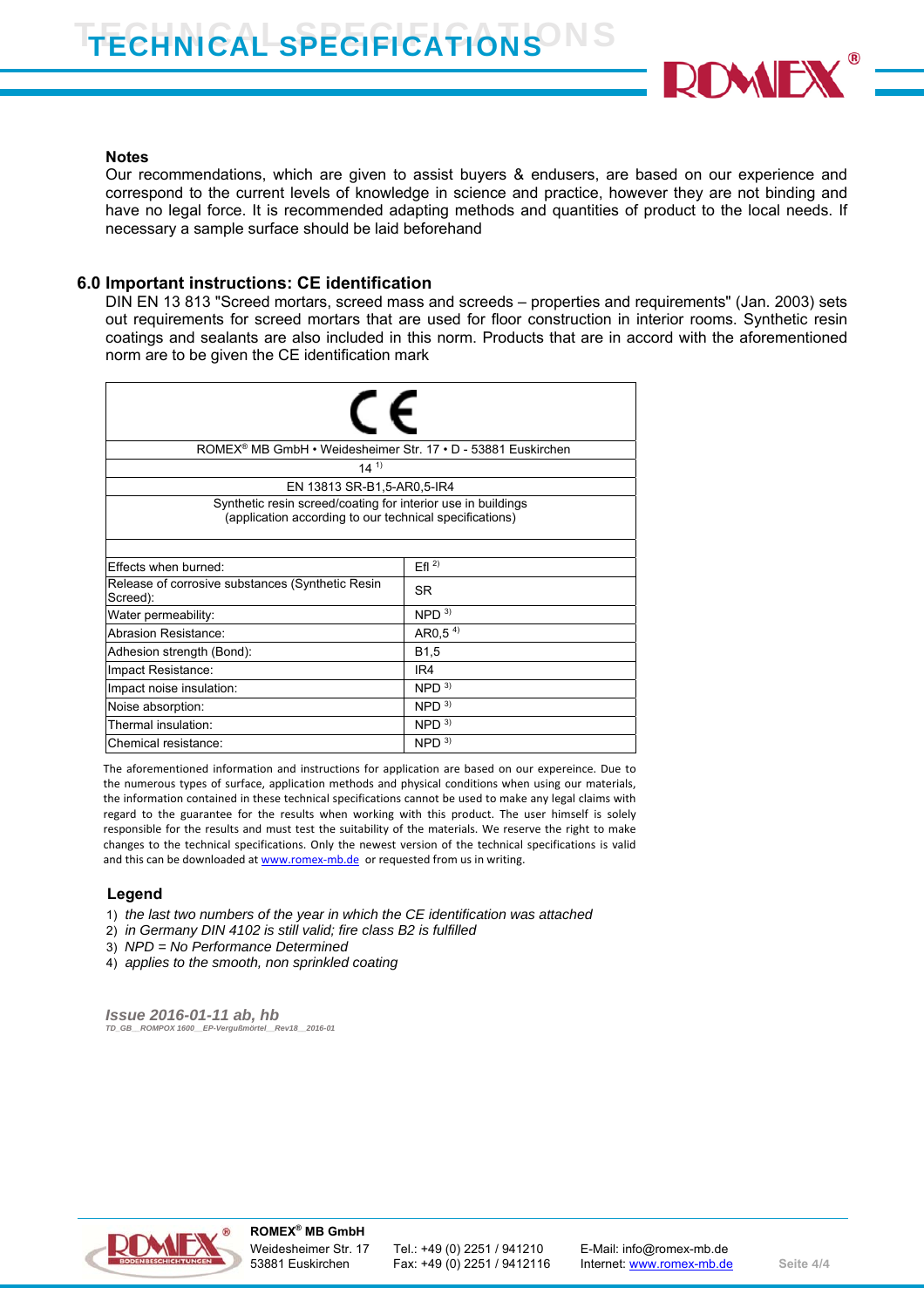### Notes

Our recommendations, which are given to assist buyers & endusers, are based on our experience and correspond to the current levels of knowledge in science and practice, however they are not binding and have no legal force. It is recommended adapting methods and quantities of product to the local needs. If necessary a sample surface should be laid beforehand

## 6.0 Important instructions: CE identification

DIN EN 13 813 "Screed mortars, screed mass and screeds – properties and requirements" (Jan. 2003) sets out requirements for screed mortars that are used for floor construction in interior rooms. Synthetic resin coatings and sealants are also included in this norm. Products that are in accord with the aforementioned norm are to be given the CE identification mark

| | |
|---|---|
| CE | |
| ROMEX® MB GmbH • Weidesheimer Str. 17 • D - 53881 Euskirchen | |
| 14 [1] | |
| EN 13813 SR-B1,5-AR0,5-IR4 | |
| Synthetic resin screed/coating for interior use in buildings (application according to our technical specifications) | |
| Effects when burned: | Efl [2] |
| Release of corrosive substances (Synthetic Resin Screed): | SR |
| Water permeability: | NPD [3] |
| Abrasion Resistance: | AR0,5 [4] |
| Adhesion strength (Bond): | B1,5 |
| Impact Resistance: | IR4 |
| Impact noise insulation: | NPD [3] |
| Noise absorption: | NPD [3] |
| Thermal insulation: | NPD [3] |
| Chemical resistance: | NPD [3] |

The aforementioned information and instructions for application are based on our expereince. Due to the numerous types of surface, application methods and physical conditions when using our materials, the information contained in these technical specifications cannot be used to make any legal claims with regard to the guarantee for the results when working with this product. The user himself is solely responsible for the results and must test the suitability of the materials. We reserve the right to make changes to the technical specifications. Only the newest version of the technical specifications is valid and this can be downloaded at www.romex-mb.de or requested from us in writing.

### Legend

1) *the last two numbers of the year in which the CE identification was attached*
2) *in Germany DIN 4102 is still valid; fire class B2 is fulfilled*
3) *NPD = No Performance Determined*
4) *applies to the smooth, non sprinkled coating*

***Issue 2016-01-11 ab, hb***
*TD_GB__ROMPOX 1600__EP-Vergußmörtel__Rev18__2016-01*